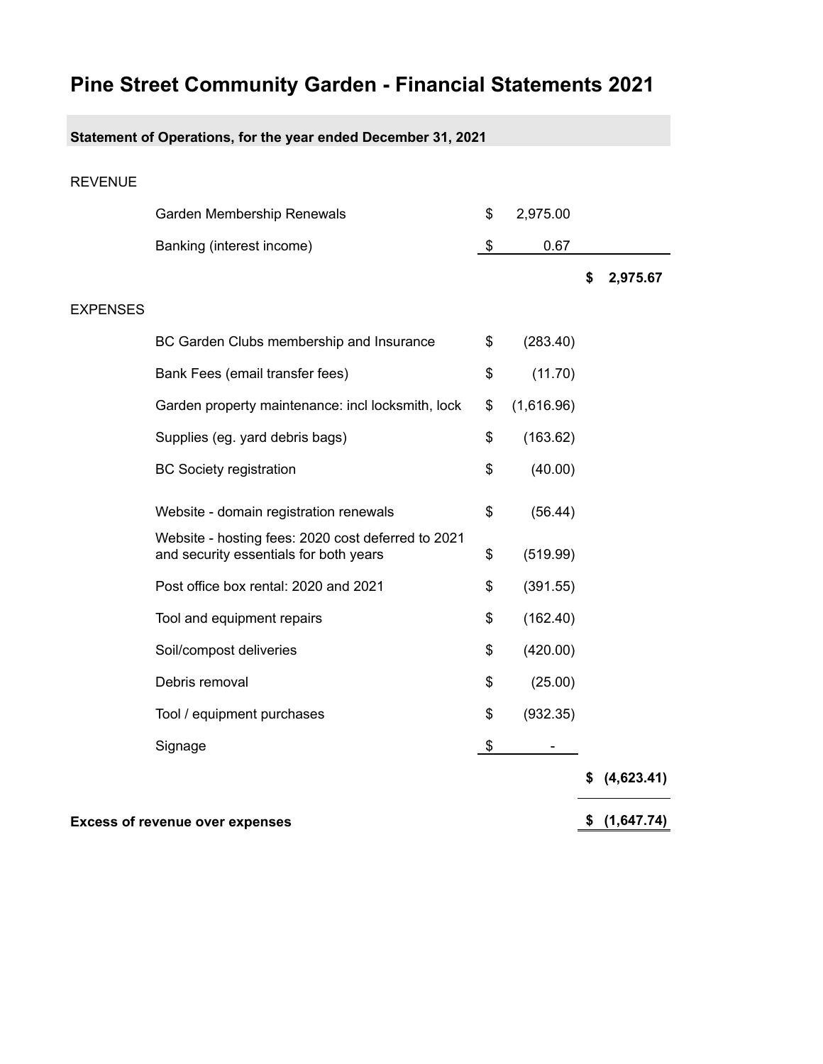# Pine Street Community Garden - Financial Statements 2021

**Statement of Operations, for the year ended December 31, 2021**

| | | | |
|---|---|---|---|
| REVENUE | | | |
| | Garden Membership Renewals | $ 2,975.00 | |
| | Banking (interest income) | $ 0.67 | |
| | | | **$ 2,975.67** |
| EXPENSES | | | |
| | BC Garden Clubs membership and Insurance | $ (283.40) | |
| | Bank Fees (email transfer fees) | $ (11.70) | |
| | Garden property maintenance: incl locksmith, lock | $ (1,616.96) | |
| | Supplies (eg. yard debris bags) | $ (163.62) | |
| | BC Society registration | $ (40.00) | |
| | Website - domain registration renewals | $ (56.44) | |
| | Website - hosting fees: 2020 cost deferred to 2021 and security essentials for both years | $ (519.99) | |
| | Post office box rental: 2020 and 2021 | $ (391.55) | |
| | Tool and equipment repairs | $ (162.40) | |
| | Soil/compost deliveries | $ (420.00) | |
| | Debris removal | $ (25.00) | |
| | Tool / equipment purchases | $ (932.35) | |
| | Signage | $ - | |
| | | | **$ (4,623.41)** |
| **Excess of revenue over expenses** | | | **$ (1,647.74)** |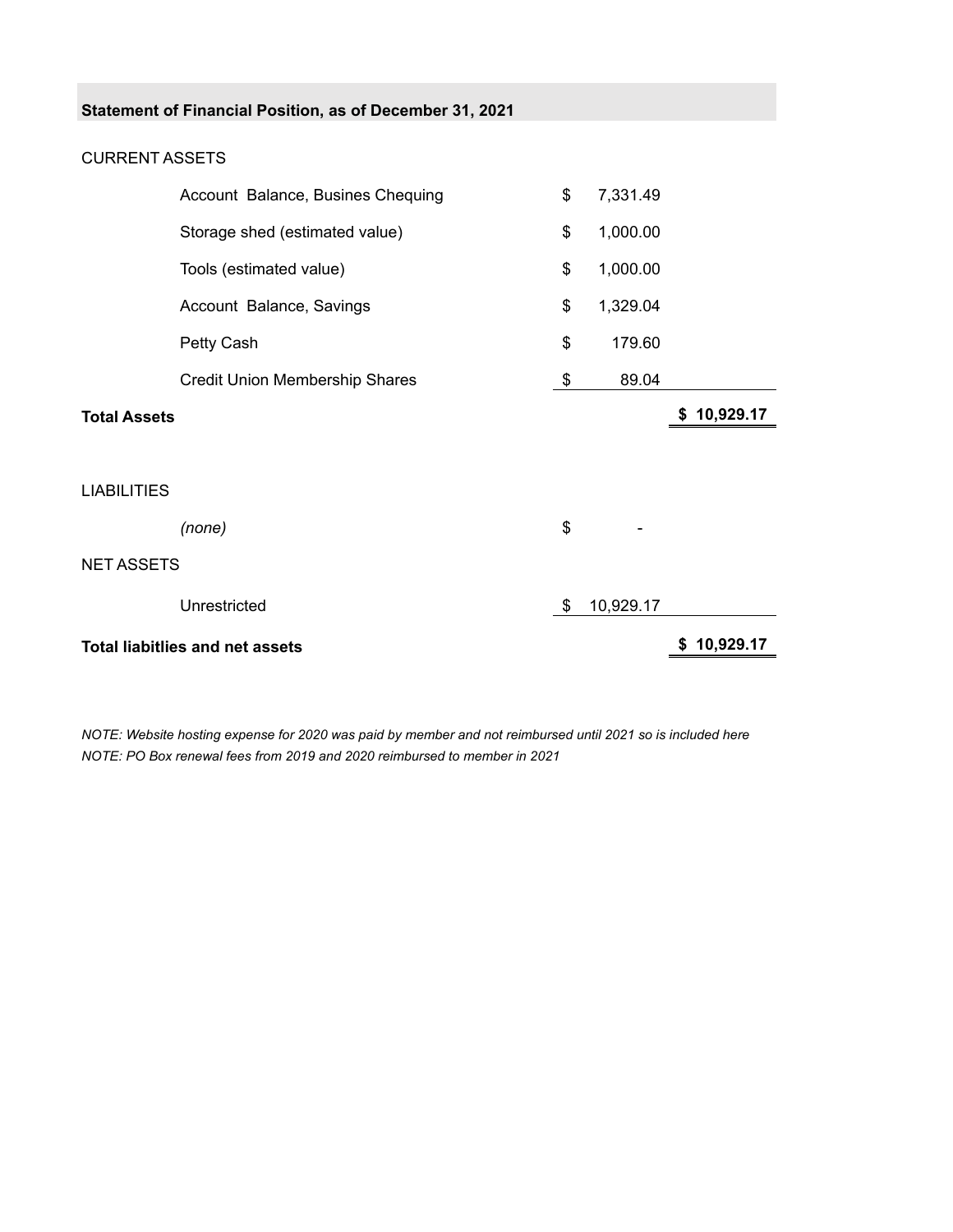## Statement of Financial Position, as of December 31, 2021

| | | | |
|---|---|---|---|
| CURRENT ASSETS | | | |
| | Account  Balance, Busines Chequing | $ 7,331.49 | |
| | Storage shed (estimated value) | $ 1,000.00 | |
| | Tools (estimated value) | $ 1,000.00 | |
| | Account  Balance, Savings | $ 1,329.04 | |
| | Petty Cash | $ 179.60 | |
| | Credit Union Membership Shares | $ 89.04 | |
| **Total Assets** | | | **$ 10,929.17** |
| | | | |
| LIABILITIES | | | |
| | *(none)* | $ - | |
| NET ASSETS | | | |
| | Unrestricted | $ 10,929.17 | |
| **Total liabitlies and net assets** | | | **$ 10,929.17** |

*NOTE: Website hosting expense for 2020 was paid by member and not reimbursed until 2021 so is included here*

*NOTE: PO Box renewal fees from 2019 and 2020 reimbursed to member in 2021*